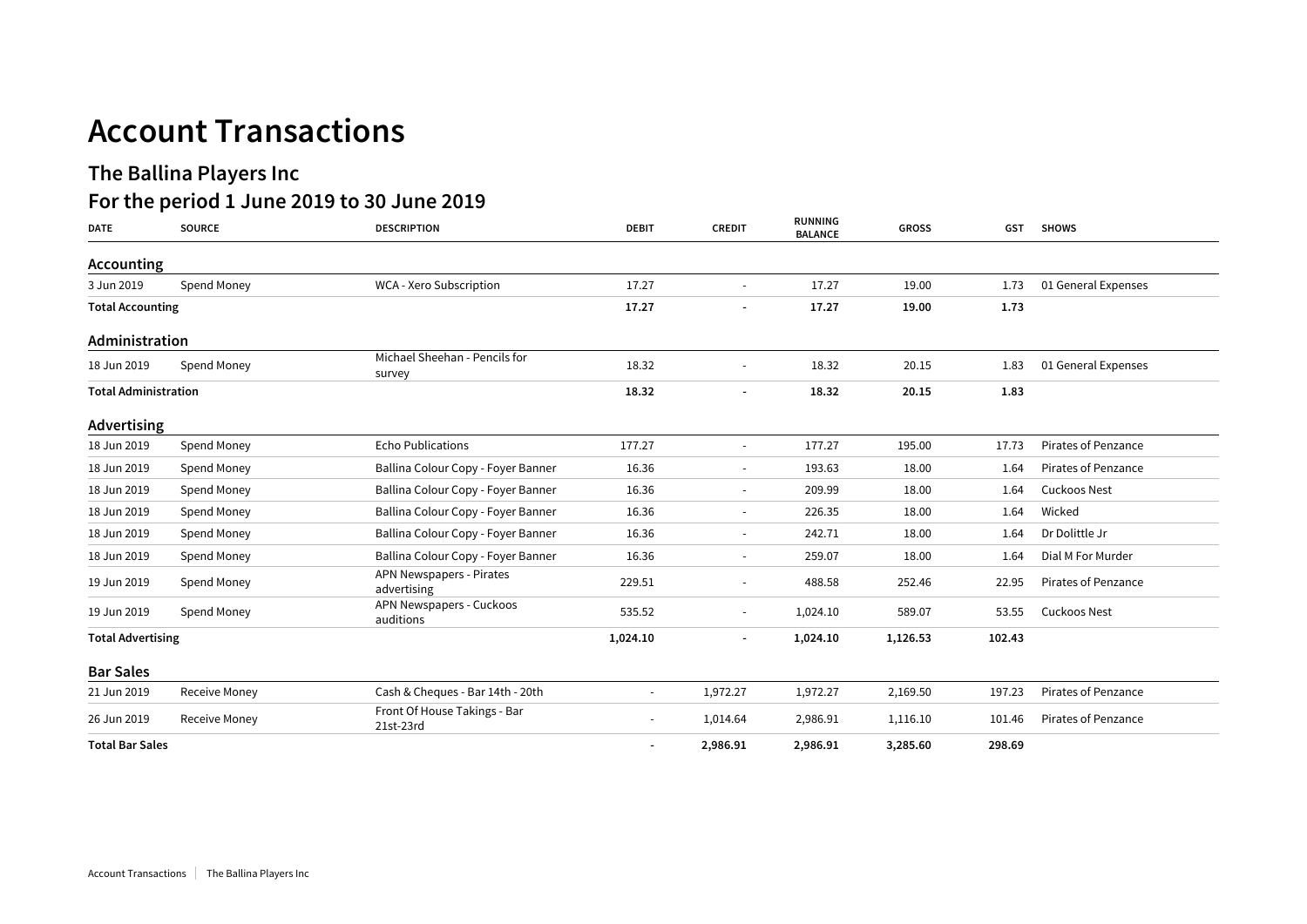# Account Transactions

## The Ballina Players Inc

## For the period 1 June 2019 to 30 June 2019

| DATE | SOURCE | DESCRIPTION | DEBIT | CREDIT | RUNNING BALANCE | GROSS | GST | SHOWS |
|---|---|---|---|---|---|---|---|---|
| **Accounting** | | | | | | | | |
| 3 Jun 2019 | Spend Money | WCA - Xero Subscription | 17.27 | - | 17.27 | 19.00 | 1.73 | 01 General Expenses |
| **Total Accounting** | | | **17.27** | **-** | **17.27** | **19.00** | **1.73** | |
| **Administration** | | | | | | | | |
| 18 Jun 2019 | Spend Money | Michael Sheehan - Pencils for survey | 18.32 | - | 18.32 | 20.15 | 1.83 | 01 General Expenses |
| **Total Administration** | | | **18.32** | **-** | **18.32** | **20.15** | **1.83** | |
| **Advertising** | | | | | | | | |
| 18 Jun 2019 | Spend Money | Echo Publications | 177.27 | - | 177.27 | 195.00 | 17.73 | Pirates of Penzance |
| 18 Jun 2019 | Spend Money | Ballina Colour Copy - Foyer Banner | 16.36 | - | 193.63 | 18.00 | 1.64 | Pirates of Penzance |
| 18 Jun 2019 | Spend Money | Ballina Colour Copy - Foyer Banner | 16.36 | - | 209.99 | 18.00 | 1.64 | Cuckoos Nest |
| 18 Jun 2019 | Spend Money | Ballina Colour Copy - Foyer Banner | 16.36 | - | 226.35 | 18.00 | 1.64 | Wicked |
| 18 Jun 2019 | Spend Money | Ballina Colour Copy - Foyer Banner | 16.36 | - | 242.71 | 18.00 | 1.64 | Dr Dolittle Jr |
| 18 Jun 2019 | Spend Money | Ballina Colour Copy - Foyer Banner | 16.36 | - | 259.07 | 18.00 | 1.64 | Dial M For Murder |
| 19 Jun 2019 | Spend Money | APN Newspapers - Pirates advertising | 229.51 | - | 488.58 | 252.46 | 22.95 | Pirates of Penzance |
| 19 Jun 2019 | Spend Money | APN Newspapers - Cuckoos auditions | 535.52 | - | 1,024.10 | 589.07 | 53.55 | Cuckoos Nest |
| **Total Advertising** | | | **1,024.10** | **-** | **1,024.10** | **1,126.53** | **102.43** | |
| **Bar Sales** | | | | | | | | |
| 21 Jun 2019 | Receive Money | Cash & Cheques - Bar 14th - 20th | - | 1,972.27 | 1,972.27 | 2,169.50 | 197.23 | Pirates of Penzance |
| 26 Jun 2019 | Receive Money | Front Of House Takings - Bar 21st-23rd | - | 1,014.64 | 2,986.91 | 1,116.10 | 101.46 | Pirates of Penzance |
| **Total Bar Sales** | | | **-** | **2,986.91** | **2,986.91** | **3,285.60** | **298.69** | |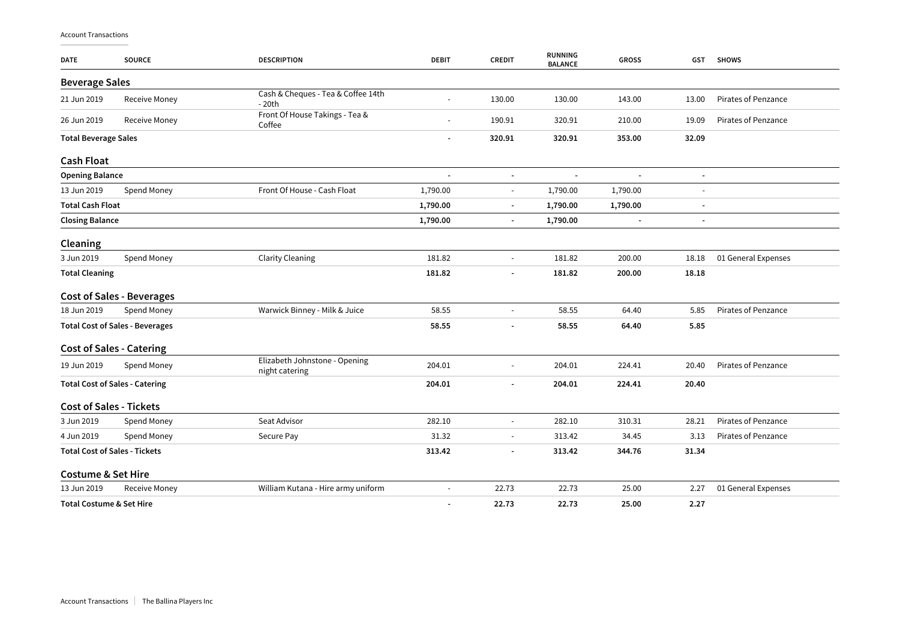Account Transactions

| DATE | SOURCE | DESCRIPTION | DEBIT | CREDIT | RUNNING BALANCE | GROSS | GST | SHOWS |
|---|---|---|---|---|---|---|---|---|
| **Beverage Sales** | | | | | | | | |
| 21 Jun 2019 | Receive Money | Cash & Cheques - Tea & Coffee 14th - 20th | - | 130.00 | 130.00 | 143.00 | 13.00 | Pirates of Penzance |
| 26 Jun 2019 | Receive Money | Front Of House Takings - Tea & Coffee | - | 190.91 | 320.91 | 210.00 | 19.09 | Pirates of Penzance |
| **Total Beverage Sales** | | | **-** | **320.91** | **320.91** | **353.00** | **32.09** | |
| **Cash Float** | | | | | | | | |
| **Opening Balance** | | | - | - | - | - | - | |
| 13 Jun 2019 | Spend Money | Front Of House - Cash Float | 1,790.00 | - | 1,790.00 | 1,790.00 | - | |
| **Total Cash Float** | | | **1,790.00** | **-** | **1,790.00** | **1,790.00** | **-** | |
| **Closing Balance** | | | **1,790.00** | **-** | **1,790.00** | - | - | |
| **Cleaning** | | | | | | | | |
| 3 Jun 2019 | Spend Money | Clarity Cleaning | 181.82 | - | 181.82 | 200.00 | 18.18 | 01 General Expenses |
| **Total Cleaning** | | | **181.82** | **-** | **181.82** | **200.00** | **18.18** | |
| **Cost of Sales - Beverages** | | | | | | | | |
| 18 Jun 2019 | Spend Money | Warwick Binney - Milk & Juice | 58.55 | - | 58.55 | 64.40 | 5.85 | Pirates of Penzance |
| **Total Cost of Sales - Beverages** | | | **58.55** | **-** | **58.55** | **64.40** | **5.85** | |
| **Cost of Sales - Catering** | | | | | | | | |
| 19 Jun 2019 | Spend Money | Elizabeth Johnstone - Opening night catering | 204.01 | - | 204.01 | 224.41 | 20.40 | Pirates of Penzance |
| **Total Cost of Sales - Catering** | | | **204.01** | **-** | **204.01** | **224.41** | **20.40** | |
| **Cost of Sales - Tickets** | | | | | | | | |
| 3 Jun 2019 | Spend Money | Seat Advisor | 282.10 | - | 282.10 | 310.31 | 28.21 | Pirates of Penzance |
| 4 Jun 2019 | Spend Money | Secure Pay | 31.32 | - | 313.42 | 34.45 | 3.13 | Pirates of Penzance |
| **Total Cost of Sales - Tickets** | | | **313.42** | **-** | **313.42** | **344.76** | **31.34** | |
| **Costume & Set Hire** | | | | | | | | |
| 13 Jun 2019 | Receive Money | William Kutana - Hire army uniform | - | 22.73 | 22.73 | 25.00 | 2.27 | 01 General Expenses |
| **Total Costume & Set Hire** | | | **-** | **22.73** | **22.73** | **25.00** | **2.27** | |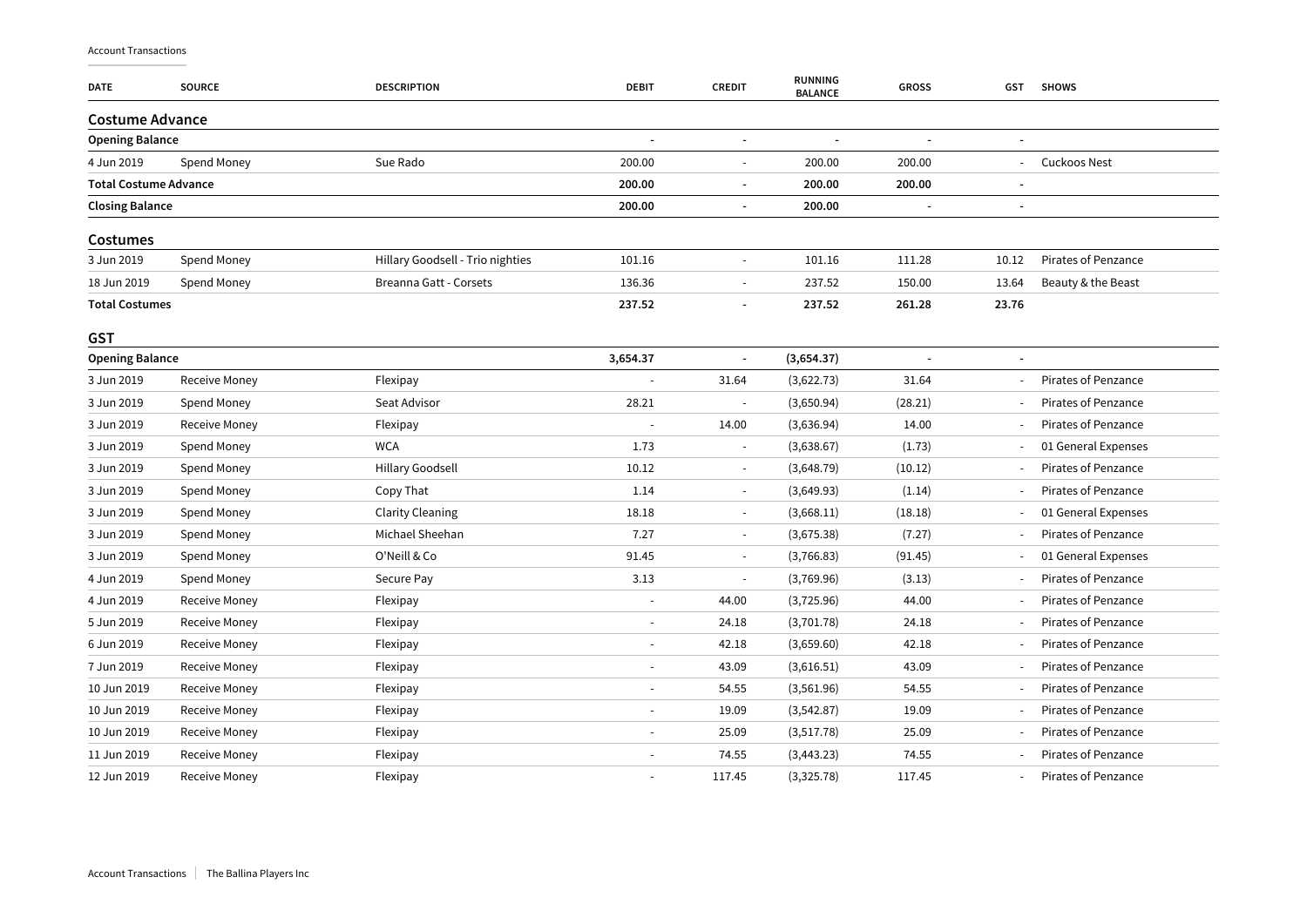Account Transactions

| DATE | SOURCE | DESCRIPTION | DEBIT | CREDIT | RUNNING BALANCE | GROSS | GST | SHOWS |
|---|---|---|---|---|---|---|---|---|
| **Costume Advance** | | | | | | | | |
| **Opening Balance** | | | - | - | - | - | - | |
| 4 Jun 2019 | Spend Money | Sue Rado | 200.00 | - | 200.00 | 200.00 | - | Cuckoos Nest |
| **Total Costume Advance** | | | **200.00** | **-** | **200.00** | **200.00** | **-** | |
| **Closing Balance** | | | **200.00** | **-** | **200.00** | **-** | **-** | |
| **Costumes** | | | | | | | | |
| 3 Jun 2019 | Spend Money | Hillary Goodsell - Trio nighties | 101.16 | - | 101.16 | 111.28 | 10.12 | Pirates of Penzance |
| 18 Jun 2019 | Spend Money | Breanna Gatt - Corsets | 136.36 | - | 237.52 | 150.00 | 13.64 | Beauty & the Beast |
| **Total Costumes** | | | **237.52** | **-** | **237.52** | **261.28** | **23.76** | |
| **GST** | | | | | | | | |
| **Opening Balance** | | | **3,654.37** | **-** | **(3,654.37)** | **-** | **-** | |
| 3 Jun 2019 | Receive Money | Flexipay | - | 31.64 | (3,622.73) | 31.64 | - | Pirates of Penzance |
| 3 Jun 2019 | Spend Money | Seat Advisor | 28.21 | - | (3,650.94) | (28.21) | - | Pirates of Penzance |
| 3 Jun 2019 | Receive Money | Flexipay | - | 14.00 | (3,636.94) | 14.00 | - | Pirates of Penzance |
| 3 Jun 2019 | Spend Money | WCA | 1.73 | - | (3,638.67) | (1.73) | - | 01 General Expenses |
| 3 Jun 2019 | Spend Money | Hillary Goodsell | 10.12 | - | (3,648.79) | (10.12) | - | Pirates of Penzance |
| 3 Jun 2019 | Spend Money | Copy That | 1.14 | - | (3,649.93) | (1.14) | - | Pirates of Penzance |
| 3 Jun 2019 | Spend Money | Clarity Cleaning | 18.18 | - | (3,668.11) | (18.18) | - | 01 General Expenses |
| 3 Jun 2019 | Spend Money | Michael Sheehan | 7.27 | - | (3,675.38) | (7.27) | - | Pirates of Penzance |
| 3 Jun 2019 | Spend Money | O'Neill & Co | 91.45 | - | (3,766.83) | (91.45) | - | 01 General Expenses |
| 4 Jun 2019 | Spend Money | Secure Pay | 3.13 | - | (3,769.96) | (3.13) | - | Pirates of Penzance |
| 4 Jun 2019 | Receive Money | Flexipay | - | 44.00 | (3,725.96) | 44.00 | - | Pirates of Penzance |
| 5 Jun 2019 | Receive Money | Flexipay | - | 24.18 | (3,701.78) | 24.18 | - | Pirates of Penzance |
| 6 Jun 2019 | Receive Money | Flexipay | - | 42.18 | (3,659.60) | 42.18 | - | Pirates of Penzance |
| 7 Jun 2019 | Receive Money | Flexipay | - | 43.09 | (3,616.51) | 43.09 | - | Pirates of Penzance |
| 10 Jun 2019 | Receive Money | Flexipay | - | 54.55 | (3,561.96) | 54.55 | - | Pirates of Penzance |
| 10 Jun 2019 | Receive Money | Flexipay | - | 19.09 | (3,542.87) | 19.09 | - | Pirates of Penzance |
| 10 Jun 2019 | Receive Money | Flexipay | - | 25.09 | (3,517.78) | 25.09 | - | Pirates of Penzance |
| 11 Jun 2019 | Receive Money | Flexipay | - | 74.55 | (3,443.23) | 74.55 | - | Pirates of Penzance |
| 12 Jun 2019 | Receive Money | Flexipay | - | 117.45 | (3,325.78) | 117.45 | - | Pirates of Penzance |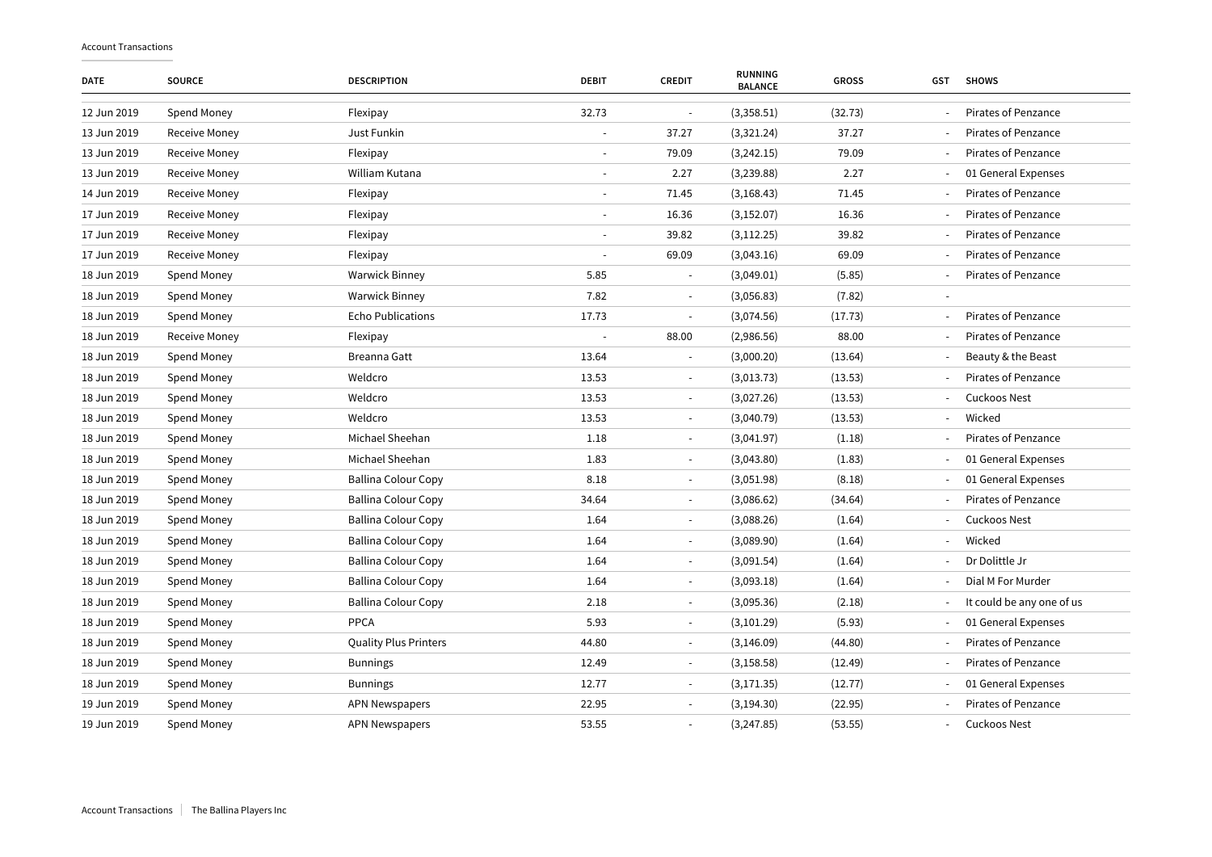Account Transactions

| DATE | SOURCE | DESCRIPTION | DEBIT | CREDIT | RUNNING BALANCE | GROSS | GST | SHOWS |
|---|---|---|---|---|---|---|---|---|
| 12 Jun 2019 | Spend Money | Flexipay | 32.73 | - | (3,358.51) | (32.73) | - | Pirates of Penzance |
| 13 Jun 2019 | Receive Money | Just Funkin | - | 37.27 | (3,321.24) | 37.27 | - | Pirates of Penzance |
| 13 Jun 2019 | Receive Money | Flexipay | - | 79.09 | (3,242.15) | 79.09 | - | Pirates of Penzance |
| 13 Jun 2019 | Receive Money | William Kutana | - | 2.27 | (3,239.88) | 2.27 | - | 01 General Expenses |
| 14 Jun 2019 | Receive Money | Flexipay | - | 71.45 | (3,168.43) | 71.45 | - | Pirates of Penzance |
| 17 Jun 2019 | Receive Money | Flexipay | - | 16.36 | (3,152.07) | 16.36 | - | Pirates of Penzance |
| 17 Jun 2019 | Receive Money | Flexipay | - | 39.82 | (3,112.25) | 39.82 | - | Pirates of Penzance |
| 17 Jun 2019 | Receive Money | Flexipay | - | 69.09 | (3,043.16) | 69.09 | - | Pirates of Penzance |
| 18 Jun 2019 | Spend Money | Warwick Binney | 5.85 | - | (3,049.01) | (5.85) | - | Pirates of Penzance |
| 18 Jun 2019 | Spend Money | Warwick Binney | 7.82 | - | (3,056.83) | (7.82) | - | |
| 18 Jun 2019 | Spend Money | Echo Publications | 17.73 | - | (3,074.56) | (17.73) | - | Pirates of Penzance |
| 18 Jun 2019 | Receive Money | Flexipay | - | 88.00 | (2,986.56) | 88.00 | - | Pirates of Penzance |
| 18 Jun 2019 | Spend Money | Breanna Gatt | 13.64 | - | (3,000.20) | (13.64) | - | Beauty & the Beast |
| 18 Jun 2019 | Spend Money | Weldcro | 13.53 | - | (3,013.73) | (13.53) | - | Pirates of Penzance |
| 18 Jun 2019 | Spend Money | Weldcro | 13.53 | - | (3,027.26) | (13.53) | - | Cuckoos Nest |
| 18 Jun 2019 | Spend Money | Weldcro | 13.53 | - | (3,040.79) | (13.53) | - | Wicked |
| 18 Jun 2019 | Spend Money | Michael Sheehan | 1.18 | - | (3,041.97) | (1.18) | - | Pirates of Penzance |
| 18 Jun 2019 | Spend Money | Michael Sheehan | 1.83 | - | (3,043.80) | (1.83) | - | 01 General Expenses |
| 18 Jun 2019 | Spend Money | Ballina Colour Copy | 8.18 | - | (3,051.98) | (8.18) | - | 01 General Expenses |
| 18 Jun 2019 | Spend Money | Ballina Colour Copy | 34.64 | - | (3,086.62) | (34.64) | - | Pirates of Penzance |
| 18 Jun 2019 | Spend Money | Ballina Colour Copy | 1.64 | - | (3,088.26) | (1.64) | - | Cuckoos Nest |
| 18 Jun 2019 | Spend Money | Ballina Colour Copy | 1.64 | - | (3,089.90) | (1.64) | - | Wicked |
| 18 Jun 2019 | Spend Money | Ballina Colour Copy | 1.64 | - | (3,091.54) | (1.64) | - | Dr Dolittle Jr |
| 18 Jun 2019 | Spend Money | Ballina Colour Copy | 1.64 | - | (3,093.18) | (1.64) | - | Dial M For Murder |
| 18 Jun 2019 | Spend Money | Ballina Colour Copy | 2.18 | - | (3,095.36) | (2.18) | - | It could be any one of us |
| 18 Jun 2019 | Spend Money | PPCA | 5.93 | - | (3,101.29) | (5.93) | - | 01 General Expenses |
| 18 Jun 2019 | Spend Money | Quality Plus Printers | 44.80 | - | (3,146.09) | (44.80) | - | Pirates of Penzance |
| 18 Jun 2019 | Spend Money | Bunnings | 12.49 | - | (3,158.58) | (12.49) | - | Pirates of Penzance |
| 18 Jun 2019 | Spend Money | Bunnings | 12.77 | - | (3,171.35) | (12.77) | - | 01 General Expenses |
| 19 Jun 2019 | Spend Money | APN Newspapers | 22.95 | - | (3,194.30) | (22.95) | - | Pirates of Penzance |
| 19 Jun 2019 | Spend Money | APN Newspapers | 53.55 | - | (3,247.85) | (53.55) | - | Cuckoos Nest |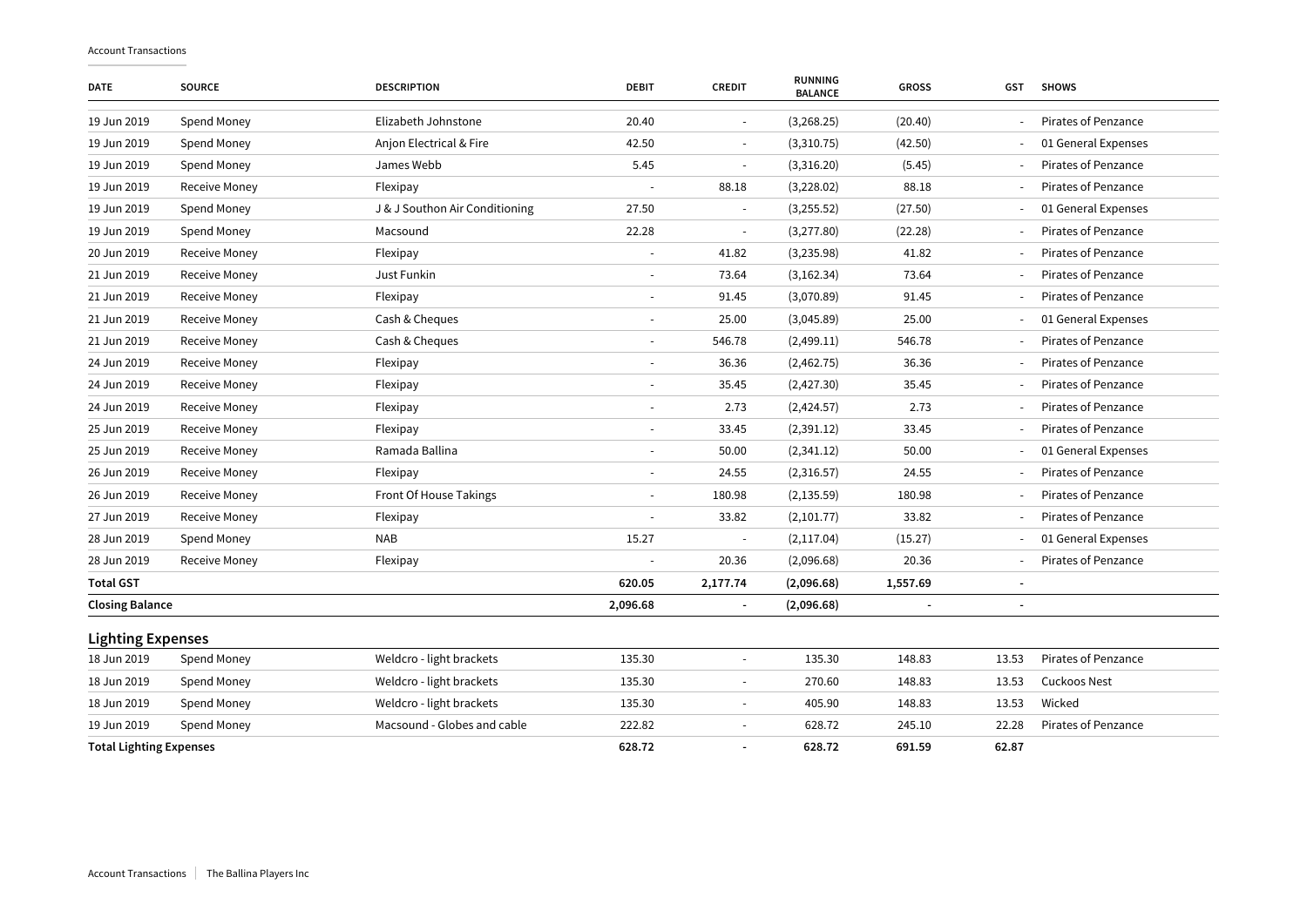Account Transactions

| DATE | SOURCE | DESCRIPTION | DEBIT | CREDIT | RUNNING BALANCE | GROSS | GST | SHOWS |
|---|---|---|---|---|---|---|---|---|
| 19 Jun 2019 | Spend Money | Elizabeth Johnstone | 20.40 | - | (3,268.25) | (20.40) | - | Pirates of Penzance |
| 19 Jun 2019 | Spend Money | Anjon Electrical & Fire | 42.50 | - | (3,310.75) | (42.50) | - | 01 General Expenses |
| 19 Jun 2019 | Spend Money | James Webb | 5.45 | - | (3,316.20) | (5.45) | - | Pirates of Penzance |
| 19 Jun 2019 | Receive Money | Flexipay | - | 88.18 | (3,228.02) | 88.18 | - | Pirates of Penzance |
| 19 Jun 2019 | Spend Money | J & J Southon Air Conditioning | 27.50 | - | (3,255.52) | (27.50) | - | 01 General Expenses |
| 19 Jun 2019 | Spend Money | Macsound | 22.28 | - | (3,277.80) | (22.28) | - | Pirates of Penzance |
| 20 Jun 2019 | Receive Money | Flexipay | - | 41.82 | (3,235.98) | 41.82 | - | Pirates of Penzance |
| 21 Jun 2019 | Receive Money | Just Funkin | - | 73.64 | (3,162.34) | 73.64 | - | Pirates of Penzance |
| 21 Jun 2019 | Receive Money | Flexipay | - | 91.45 | (3,070.89) | 91.45 | - | Pirates of Penzance |
| 21 Jun 2019 | Receive Money | Cash & Cheques | - | 25.00 | (3,045.89) | 25.00 | - | 01 General Expenses |
| 21 Jun 2019 | Receive Money | Cash & Cheques | - | 546.78 | (2,499.11) | 546.78 | - | Pirates of Penzance |
| 24 Jun 2019 | Receive Money | Flexipay | - | 36.36 | (2,462.75) | 36.36 | - | Pirates of Penzance |
| 24 Jun 2019 | Receive Money | Flexipay | - | 35.45 | (2,427.30) | 35.45 | - | Pirates of Penzance |
| 24 Jun 2019 | Receive Money | Flexipay | - | 2.73 | (2,424.57) | 2.73 | - | Pirates of Penzance |
| 25 Jun 2019 | Receive Money | Flexipay | - | 33.45 | (2,391.12) | 33.45 | - | Pirates of Penzance |
| 25 Jun 2019 | Receive Money | Ramada Ballina | - | 50.00 | (2,341.12) | 50.00 | - | 01 General Expenses |
| 26 Jun 2019 | Receive Money | Flexipay | - | 24.55 | (2,316.57) | 24.55 | - | Pirates of Penzance |
| 26 Jun 2019 | Receive Money | Front Of House Takings | - | 180.98 | (2,135.59) | 180.98 | - | Pirates of Penzance |
| 27 Jun 2019 | Receive Money | Flexipay | - | 33.82 | (2,101.77) | 33.82 | - | Pirates of Penzance |
| 28 Jun 2019 | Spend Money | NAB | 15.27 | - | (2,117.04) | (15.27) | - | 01 General Expenses |
| 28 Jun 2019 | Receive Money | Flexipay | - | 20.36 | (2,096.68) | 20.36 | - | Pirates of Penzance |
| **Total GST** | | | **620.05** | **2,177.74** | **(2,096.68)** | **1,557.69** | **-** | |
| **Closing Balance** | | | **2,096.68** | **-** | **(2,096.68)** | **-** | **-** | |

## Lighting Expenses

| DATE | SOURCE | DESCRIPTION | DEBIT | CREDIT | RUNNING BALANCE | GROSS | GST | SHOWS |
|---|---|---|---|---|---|---|---|---|
| 18 Jun 2019 | Spend Money | Weldcro - light brackets | 135.30 | - | 135.30 | 148.83 | 13.53 | Pirates of Penzance |
| 18 Jun 2019 | Spend Money | Weldcro - light brackets | 135.30 | - | 270.60 | 148.83 | 13.53 | Cuckoos Nest |
| 18 Jun 2019 | Spend Money | Weldcro - light brackets | 135.30 | - | 405.90 | 148.83 | 13.53 | Wicked |
| 19 Jun 2019 | Spend Money | Macsound - Globes and cable | 222.82 | - | 628.72 | 245.10 | 22.28 | Pirates of Penzance |
| **Total Lighting Expenses** | | | **628.72** | **-** | **628.72** | **691.59** | **62.87** | |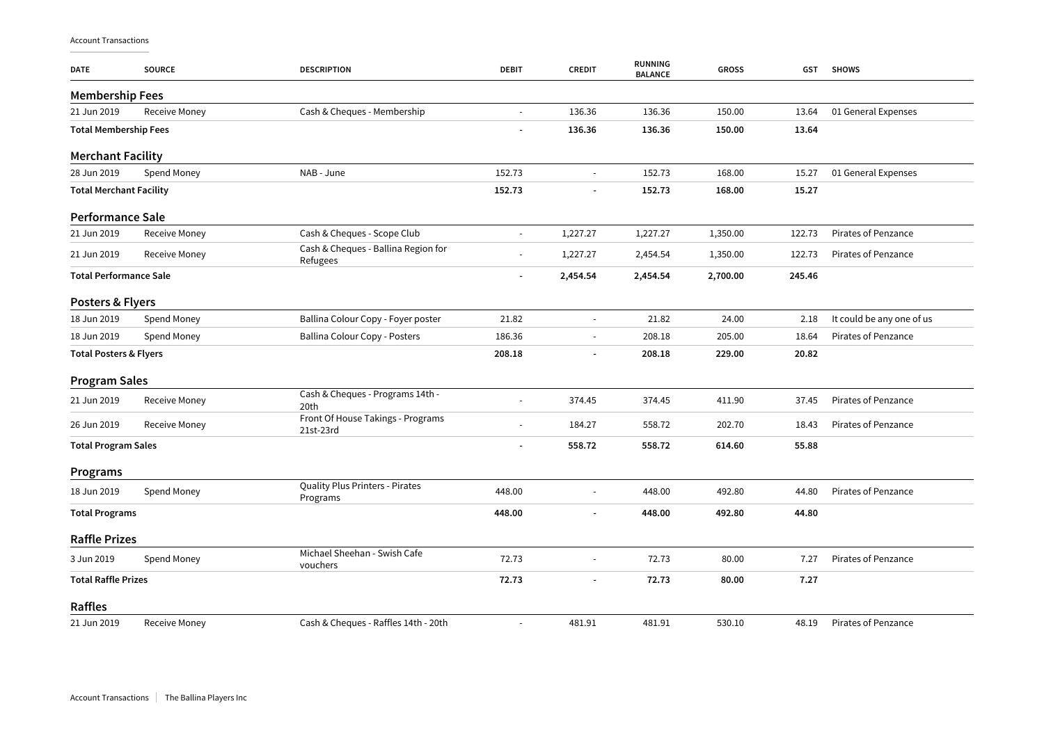Account Transactions

| DATE | SOURCE | DESCRIPTION | DEBIT | CREDIT | RUNNING BALANCE | GROSS | GST | SHOWS |
|---|---|---|---|---|---|---|---|---|
| **Membership Fees** | | | | | | | | |
| 21 Jun 2019 | Receive Money | Cash & Cheques - Membership | - | 136.36 | 136.36 | 150.00 | 13.64 | 01 General Expenses |
| **Total Membership Fees** | | | **-** | **136.36** | **136.36** | **150.00** | **13.64** | |
| **Merchant Facility** | | | | | | | | |
| 28 Jun 2019 | Spend Money | NAB - June | 152.73 | - | 152.73 | 168.00 | 15.27 | 01 General Expenses |
| **Total Merchant Facility** | | | **152.73** | **-** | **152.73** | **168.00** | **15.27** | |
| **Performance Sale** | | | | | | | | |
| 21 Jun 2019 | Receive Money | Cash & Cheques - Scope Club | - | 1,227.27 | 1,227.27 | 1,350.00 | 122.73 | Pirates of Penzance |
| 21 Jun 2019 | Receive Money | Cash & Cheques - Ballina Region for Refugees | - | 1,227.27 | 2,454.54 | 1,350.00 | 122.73 | Pirates of Penzance |
| **Total Performance Sale** | | | **-** | **2,454.54** | **2,454.54** | **2,700.00** | **245.46** | |
| **Posters & Flyers** | | | | | | | | |
| 18 Jun 2019 | Spend Money | Ballina Colour Copy - Foyer poster | 21.82 | - | 21.82 | 24.00 | 2.18 | It could be any one of us |
| 18 Jun 2019 | Spend Money | Ballina Colour Copy - Posters | 186.36 | - | 208.18 | 205.00 | 18.64 | Pirates of Penzance |
| **Total Posters & Flyers** | | | **208.18** | **-** | **208.18** | **229.00** | **20.82** | |
| **Program Sales** | | | | | | | | |
| 21 Jun 2019 | Receive Money | Cash & Cheques - Programs 14th - 20th | - | 374.45 | 374.45 | 411.90 | 37.45 | Pirates of Penzance |
| 26 Jun 2019 | Receive Money | Front Of House Takings - Programs 21st-23rd | - | 184.27 | 558.72 | 202.70 | 18.43 | Pirates of Penzance |
| **Total Program Sales** | | | **-** | **558.72** | **558.72** | **614.60** | **55.88** | |
| **Programs** | | | | | | | | |
| 18 Jun 2019 | Spend Money | Quality Plus Printers - Pirates Programs | 448.00 | - | 448.00 | 492.80 | 44.80 | Pirates of Penzance |
| **Total Programs** | | | **448.00** | **-** | **448.00** | **492.80** | **44.80** | |
| **Raffle Prizes** | | | | | | | | |
| 3 Jun 2019 | Spend Money | Michael Sheehan - Swish Cafe vouchers | 72.73 | - | 72.73 | 80.00 | 7.27 | Pirates of Penzance |
| **Total Raffle Prizes** | | | **72.73** | **-** | **72.73** | **80.00** | **7.27** | |
| **Raffles** | | | | | | | | |
| 21 Jun 2019 | Receive Money | Cash & Cheques - Raffles 14th - 20th | - | 481.91 | 481.91 | 530.10 | 48.19 | Pirates of Penzance |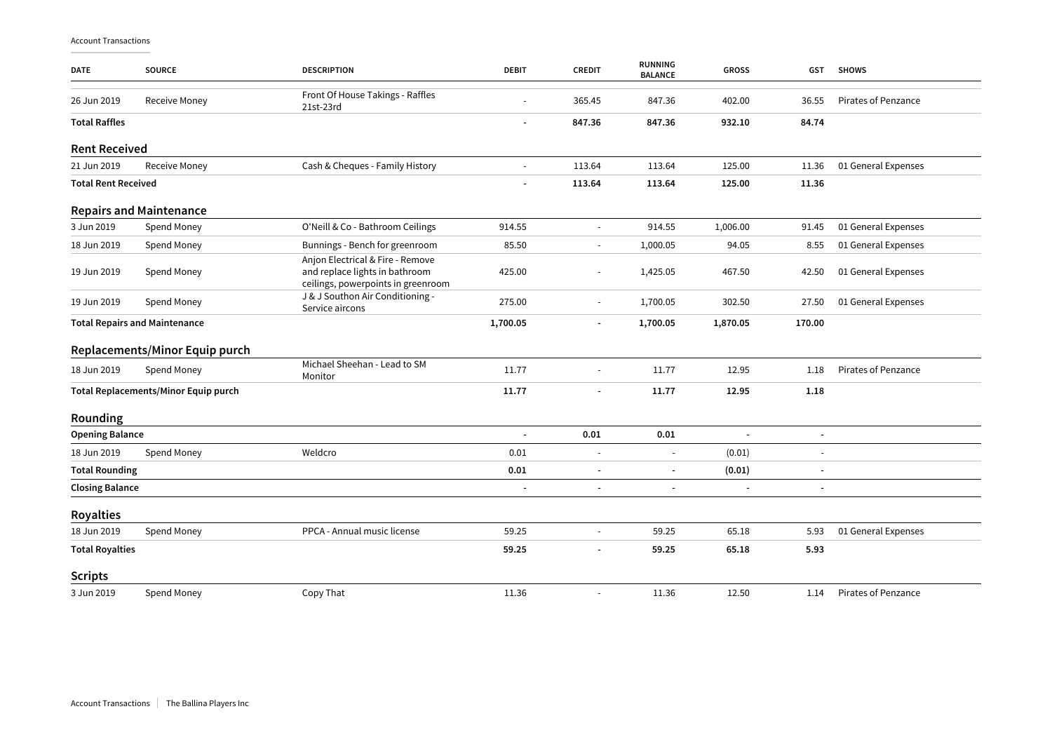Account Transactions

| DATE | SOURCE | DESCRIPTION | DEBIT | CREDIT | RUNNING BALANCE | GROSS | GST | SHOWS |
|---|---|---|---|---|---|---|---|---|
| 26 Jun 2019 | Receive Money | Front Of House Takings - Raffles 21st-23rd | - | 365.45 | 847.36 | 402.00 | 36.55 | Pirates of Penzance |
| **Total Raffles** | | | **-** | **847.36** | **847.36** | **932.10** | **84.74** | |
| **Rent Received** | | | | | | | | |
| 21 Jun 2019 | Receive Money | Cash & Cheques - Family History | - | 113.64 | 113.64 | 125.00 | 11.36 | 01 General Expenses |
| **Total Rent Received** | | | **-** | **113.64** | **113.64** | **125.00** | **11.36** | |
| **Repairs and Maintenance** | | | | | | | | |
| 3 Jun 2019 | Spend Money | O'Neill & Co - Bathroom Ceilings | 914.55 | - | 914.55 | 1,006.00 | 91.45 | 01 General Expenses |
| 18 Jun 2019 | Spend Money | Bunnings - Bench for greenroom | 85.50 | - | 1,000.05 | 94.05 | 8.55 | 01 General Expenses |
| 19 Jun 2019 | Spend Money | Anjon Electrical & Fire - Remove and replace lights in bathroom ceilings, powerpoints in greenroom | 425.00 | - | 1,425.05 | 467.50 | 42.50 | 01 General Expenses |
| 19 Jun 2019 | Spend Money | J & J Southon Air Conditioning - Service aircons | 275.00 | - | 1,700.05 | 302.50 | 27.50 | 01 General Expenses |
| **Total Repairs and Maintenance** | | | **1,700.05** | **-** | **1,700.05** | **1,870.05** | **170.00** | |
| **Replacements/Minor Equip purch** | | | | | | | | |
| 18 Jun 2019 | Spend Money | Michael Sheehan - Lead to SM Monitor | 11.77 | - | 11.77 | 12.95 | 1.18 | Pirates of Penzance |
| **Total Replacements/Minor Equip purch** | | | **11.77** | **-** | **11.77** | **12.95** | **1.18** | |
| **Rounding** | | | | | | | | |
| **Opening Balance** | | | **-** | **0.01** | **0.01** | **-** | **-** | |
| 18 Jun 2019 | Spend Money | Weldcro | 0.01 | - | - | (0.01) | - | |
| **Total Rounding** | | | **0.01** | **-** | **-** | **(0.01)** | **-** | |
| **Closing Balance** | | | **-** | **-** | **-** | **-** | **-** | |
| **Royalties** | | | | | | | | |
| 18 Jun 2019 | Spend Money | PPCA - Annual music license | 59.25 | - | 59.25 | 65.18 | 5.93 | 01 General Expenses |
| **Total Royalties** | | | **59.25** | **-** | **59.25** | **65.18** | **5.93** | |
| **Scripts** | | | | | | | | |
| 3 Jun 2019 | Spend Money | Copy That | 11.36 | - | 11.36 | 12.50 | 1.14 | Pirates of Penzance |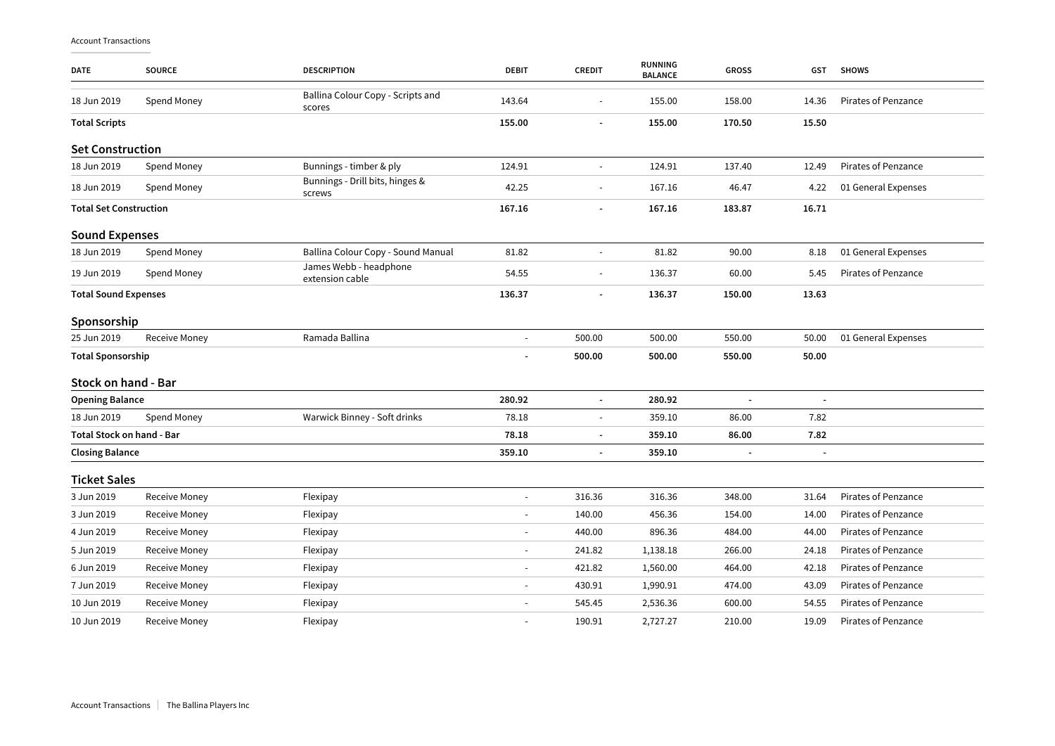Account Transactions

| DATE | SOURCE | DESCRIPTION | DEBIT | CREDIT | RUNNING BALANCE | GROSS | GST | SHOWS |
|---|---|---|---|---|---|---|---|---|
| 18 Jun 2019 | Spend Money | Ballina Colour Copy - Scripts and scores | 143.64 | - | 155.00 | 158.00 | 14.36 | Pirates of Penzance |
| **Total Scripts** | | | **155.00** | **-** | **155.00** | **170.50** | **15.50** | |

## Set Construction

| DATE | SOURCE | DESCRIPTION | DEBIT | CREDIT | RUNNING BALANCE | GROSS | GST | SHOWS |
|---|---|---|---|---|---|---|---|---|
| 18 Jun 2019 | Spend Money | Bunnings - timber & ply | 124.91 | - | 124.91 | 137.40 | 12.49 | Pirates of Penzance |
| 18 Jun 2019 | Spend Money | Bunnings - Drill bits, hinges & screws | 42.25 | - | 167.16 | 46.47 | 4.22 | 01 General Expenses |
| **Total Set Construction** | | | **167.16** | **-** | **167.16** | **183.87** | **16.71** | |

## Sound Expenses

| DATE | SOURCE | DESCRIPTION | DEBIT | CREDIT | RUNNING BALANCE | GROSS | GST | SHOWS |
|---|---|---|---|---|---|---|---|---|
| 18 Jun 2019 | Spend Money | Ballina Colour Copy - Sound Manual | 81.82 | - | 81.82 | 90.00 | 8.18 | 01 General Expenses |
| 19 Jun 2019 | Spend Money | James Webb - headphone extension cable | 54.55 | - | 136.37 | 60.00 | 5.45 | Pirates of Penzance |
| **Total Sound Expenses** | | | **136.37** | **-** | **136.37** | **150.00** | **13.63** | |

## Sponsorship

| DATE | SOURCE | DESCRIPTION | DEBIT | CREDIT | RUNNING BALANCE | GROSS | GST | SHOWS |
|---|---|---|---|---|---|---|---|---|
| 25 Jun 2019 | Receive Money | Ramada Ballina | - | 500.00 | 500.00 | 550.00 | 50.00 | 01 General Expenses |
| **Total Sponsorship** | | | **-** | **500.00** | **500.00** | **550.00** | **50.00** | |

## Stock on hand - Bar

| DATE | SOURCE | DESCRIPTION | DEBIT | CREDIT | RUNNING BALANCE | GROSS | GST | SHOWS |
|---|---|---|---|---|---|---|---|---|
| **Opening Balance** | | | **280.92** | **-** | **280.92** | - | - | |
| 18 Jun 2019 | Spend Money | Warwick Binney - Soft drinks | 78.18 | - | 359.10 | 86.00 | 7.82 | |
| **Total Stock on hand - Bar** | | | **78.18** | **-** | **359.10** | **86.00** | **7.82** | |
| **Closing Balance** | | | **359.10** | **-** | **359.10** | - | - | |

## Ticket Sales

| DATE | SOURCE | DESCRIPTION | DEBIT | CREDIT | RUNNING BALANCE | GROSS | GST | SHOWS |
|---|---|---|---|---|---|---|---|---|
| 3 Jun 2019 | Receive Money | Flexipay | - | 316.36 | 316.36 | 348.00 | 31.64 | Pirates of Penzance |
| 3 Jun 2019 | Receive Money | Flexipay | - | 140.00 | 456.36 | 154.00 | 14.00 | Pirates of Penzance |
| 4 Jun 2019 | Receive Money | Flexipay | - | 440.00 | 896.36 | 484.00 | 44.00 | Pirates of Penzance |
| 5 Jun 2019 | Receive Money | Flexipay | - | 241.82 | 1,138.18 | 266.00 | 24.18 | Pirates of Penzance |
| 6 Jun 2019 | Receive Money | Flexipay | - | 421.82 | 1,560.00 | 464.00 | 42.18 | Pirates of Penzance |
| 7 Jun 2019 | Receive Money | Flexipay | - | 430.91 | 1,990.91 | 474.00 | 43.09 | Pirates of Penzance |
| 10 Jun 2019 | Receive Money | Flexipay | - | 545.45 | 2,536.36 | 600.00 | 54.55 | Pirates of Penzance |
| 10 Jun 2019 | Receive Money | Flexipay | - | 190.91 | 2,727.27 | 210.00 | 19.09 | Pirates of Penzance |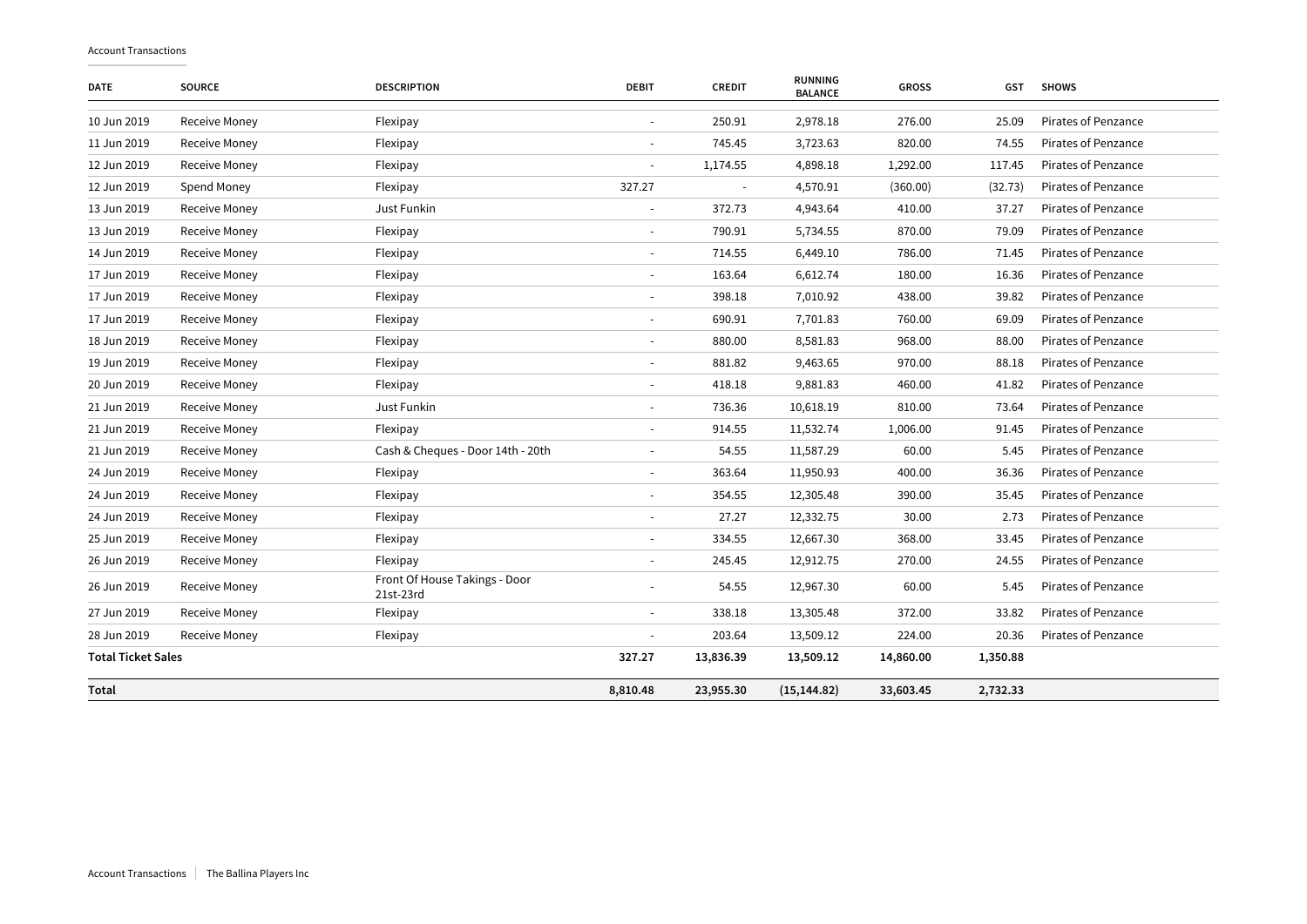Account Transactions

| DATE | SOURCE | DESCRIPTION | DEBIT | CREDIT | RUNNING BALANCE | GROSS | GST | SHOWS |
|---|---|---|---|---|---|---|---|---|
| 10 Jun 2019 | Receive Money | Flexipay | - | 250.91 | 2,978.18 | 276.00 | 25.09 | Pirates of Penzance |
| 11 Jun 2019 | Receive Money | Flexipay | - | 745.45 | 3,723.63 | 820.00 | 74.55 | Pirates of Penzance |
| 12 Jun 2019 | Receive Money | Flexipay | - | 1,174.55 | 4,898.18 | 1,292.00 | 117.45 | Pirates of Penzance |
| 12 Jun 2019 | Spend Money | Flexipay | 327.27 | - | 4,570.91 | (360.00) | (32.73) | Pirates of Penzance |
| 13 Jun 2019 | Receive Money | Just Funkin | - | 372.73 | 4,943.64 | 410.00 | 37.27 | Pirates of Penzance |
| 13 Jun 2019 | Receive Money | Flexipay | - | 790.91 | 5,734.55 | 870.00 | 79.09 | Pirates of Penzance |
| 14 Jun 2019 | Receive Money | Flexipay | - | 714.55 | 6,449.10 | 786.00 | 71.45 | Pirates of Penzance |
| 17 Jun 2019 | Receive Money | Flexipay | - | 163.64 | 6,612.74 | 180.00 | 16.36 | Pirates of Penzance |
| 17 Jun 2019 | Receive Money | Flexipay | - | 398.18 | 7,010.92 | 438.00 | 39.82 | Pirates of Penzance |
| 17 Jun 2019 | Receive Money | Flexipay | - | 690.91 | 7,701.83 | 760.00 | 69.09 | Pirates of Penzance |
| 18 Jun 2019 | Receive Money | Flexipay | - | 880.00 | 8,581.83 | 968.00 | 88.00 | Pirates of Penzance |
| 19 Jun 2019 | Receive Money | Flexipay | - | 881.82 | 9,463.65 | 970.00 | 88.18 | Pirates of Penzance |
| 20 Jun 2019 | Receive Money | Flexipay | - | 418.18 | 9,881.83 | 460.00 | 41.82 | Pirates of Penzance |
| 21 Jun 2019 | Receive Money | Just Funkin | - | 736.36 | 10,618.19 | 810.00 | 73.64 | Pirates of Penzance |
| 21 Jun 2019 | Receive Money | Flexipay | - | 914.55 | 11,532.74 | 1,006.00 | 91.45 | Pirates of Penzance |
| 21 Jun 2019 | Receive Money | Cash & Cheques - Door 14th - 20th | - | 54.55 | 11,587.29 | 60.00 | 5.45 | Pirates of Penzance |
| 24 Jun 2019 | Receive Money | Flexipay | - | 363.64 | 11,950.93 | 400.00 | 36.36 | Pirates of Penzance |
| 24 Jun 2019 | Receive Money | Flexipay | - | 354.55 | 12,305.48 | 390.00 | 35.45 | Pirates of Penzance |
| 24 Jun 2019 | Receive Money | Flexipay | - | 27.27 | 12,332.75 | 30.00 | 2.73 | Pirates of Penzance |
| 25 Jun 2019 | Receive Money | Flexipay | - | 334.55 | 12,667.30 | 368.00 | 33.45 | Pirates of Penzance |
| 26 Jun 2019 | Receive Money | Flexipay | - | 245.45 | 12,912.75 | 270.00 | 24.55 | Pirates of Penzance |
| 26 Jun 2019 | Receive Money | Front Of House Takings - Door 21st-23rd | - | 54.55 | 12,967.30 | 60.00 | 5.45 | Pirates of Penzance |
| 27 Jun 2019 | Receive Money | Flexipay | - | 338.18 | 13,305.48 | 372.00 | 33.82 | Pirates of Penzance |
| 28 Jun 2019 | Receive Money | Flexipay | - | 203.64 | 13,509.12 | 224.00 | 20.36 | Pirates of Penzance |
| **Total Ticket Sales** | | | **327.27** | **13,836.39** | **13,509.12** | **14,860.00** | **1,350.88** | |
| **Total** | | | **8,810.48** | **23,955.30** | **(15,144.82)** | **33,603.45** | **2,732.33** | |